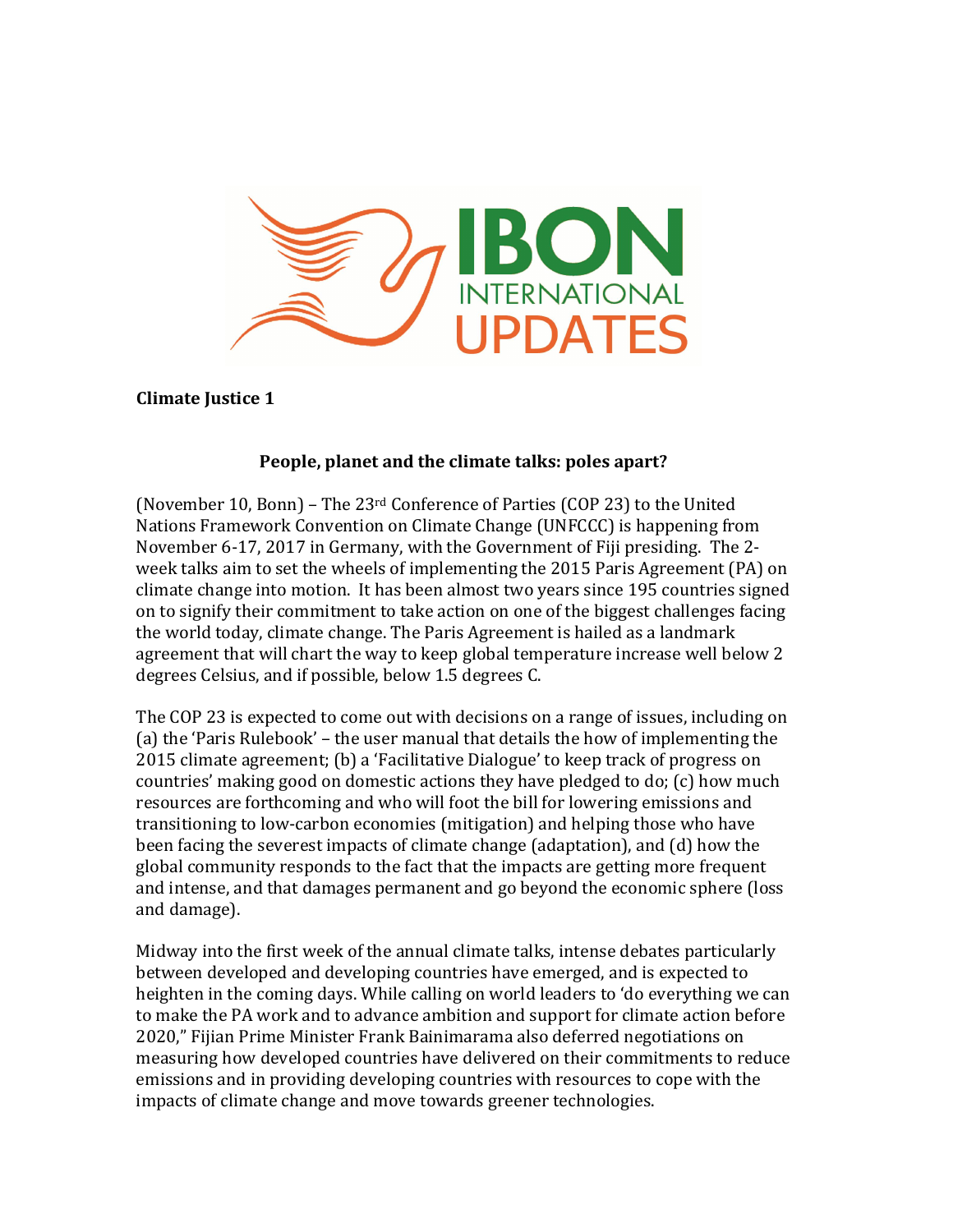IBON INTERNATIONAL UPDATES

**Climate Justice 1**

## People, planet and the climate talks: poles apart?

(November 10, Bonn) – The 23rd Conference of Parties (COP 23) to the United Nations Framework Convention on Climate Change (UNFCCC) is happening from November 6-17, 2017 in Germany, with the Government of Fiji presiding. The 2-week talks aim to set the wheels of implementing the 2015 Paris Agreement (PA) on climate change into motion. It has been almost two years since 195 countries signed on to signify their commitment to take action on one of the biggest challenges facing the world today, climate change. The Paris Agreement is hailed as a landmark agreement that will chart the way to keep global temperature increase well below 2 degrees Celsius, and if possible, below 1.5 degrees C.

The COP 23 is expected to come out with decisions on a range of issues, including on (a) the 'Paris Rulebook' – the user manual that details the how of implementing the 2015 climate agreement; (b) a 'Facilitative Dialogue' to keep track of progress on countries' making good on domestic actions they have pledged to do; (c) how much resources are forthcoming and who will foot the bill for lowering emissions and transitioning to low-carbon economies (mitigation) and helping those who have been facing the severest impacts of climate change (adaptation), and (d) how the global community responds to the fact that the impacts are getting more frequent and intense, and that damages permanent and go beyond the economic sphere (loss and damage).

Midway into the first week of the annual climate talks, intense debates particularly between developed and developing countries have emerged, and is expected to heighten in the coming days. While calling on world leaders to 'do everything we can to make the PA work and to advance ambition and support for climate action before 2020," Fijian Prime Minister Frank Bainimarama also deferred negotiations on measuring how developed countries have delivered on their commitments to reduce emissions and in providing developing countries with resources to cope with the impacts of climate change and move towards greener technologies.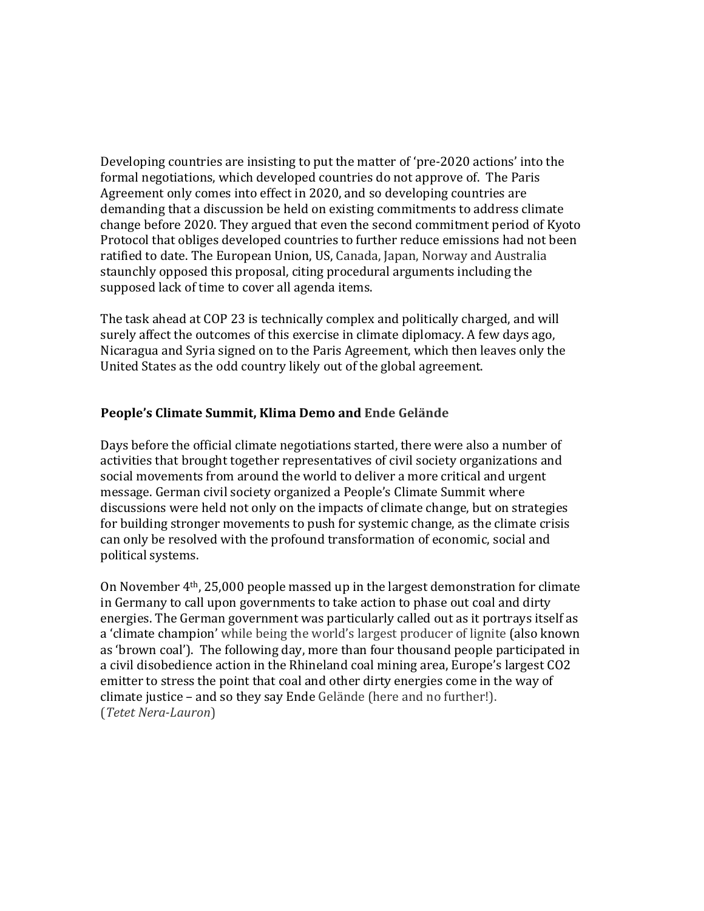Developing countries are insisting to put the matter of 'pre-2020 actions' into the formal negotiations, which developed countries do not approve of. The Paris Agreement only comes into effect in 2020, and so developing countries are demanding that a discussion be held on existing commitments to address climate change before 2020. They argued that even the second commitment period of Kyoto Protocol that obliges developed countries to further reduce emissions had not been ratified to date. The European Union, US, Canada, Japan, Norway and Australia staunchly opposed this proposal, citing procedural arguments including the supposed lack of time to cover all agenda items.

The task ahead at COP 23 is technically complex and politically charged, and will surely affect the outcomes of this exercise in climate diplomacy. A few days ago, Nicaragua and Syria signed on to the Paris Agreement, which then leaves only the United States as the odd country likely out of the global agreement.

### People's Climate Summit, Klima Demo and Ende Gelände

Days before the official climate negotiations started, there were also a number of activities that brought together representatives of civil society organizations and social movements from around the world to deliver a more critical and urgent message. German civil society organized a People's Climate Summit where discussions were held not only on the impacts of climate change, but on strategies for building stronger movements to push for systemic change, as the climate crisis can only be resolved with the profound transformation of economic, social and political systems.

On November 4th, 25,000 people massed up in the largest demonstration for climate in Germany to call upon governments to take action to phase out coal and dirty energies. The German government was particularly called out as it portrays itself as a 'climate champion' while being the world's largest producer of lignite (also known as 'brown coal'). The following day, more than four thousand people participated in a civil disobedience action in the Rhineland coal mining area, Europe's largest $CO_2$ emitter to stress the point that coal and other dirty energies come in the way of climate justice – and so they say Ende Gelände (here and no further!).
(*Tetet Nera-Lauron*)